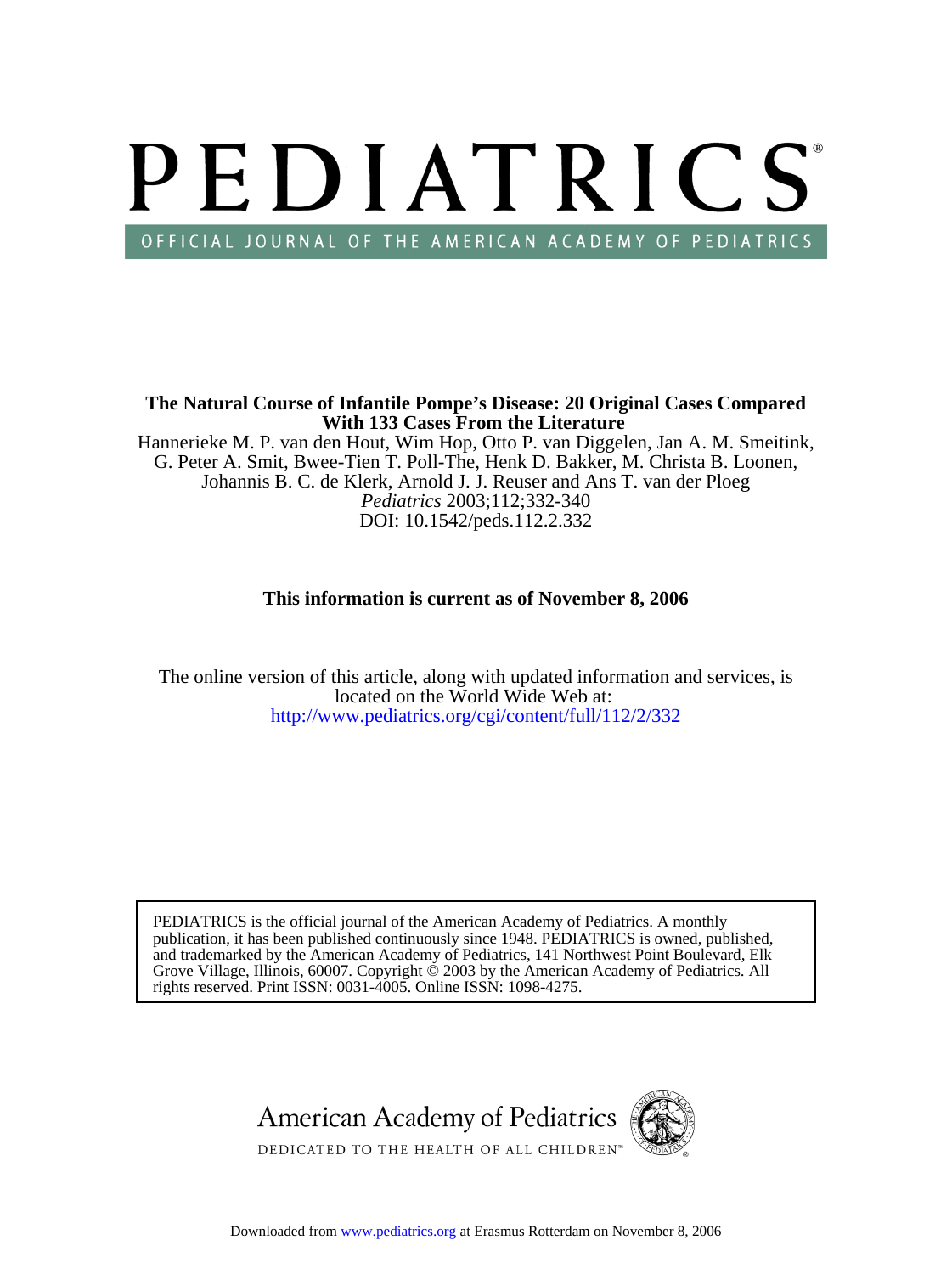# PEDIATRICS®

OFFICIAL JOURNAL OF THE AMERICAN ACADEMY OF PEDIATRICS

**The Natural Course of Infantile Pompe's Disease: 20 Original Cases Compared With 133 Cases From the Literature**

Hannerieke M. P. van den Hout, Wim Hop, Otto P. van Diggelen, Jan A. M. Smeitink, G. Peter A. Smit, Bwee-Tien T. Poll-The, Henk D. Bakker, M. Christa B. Loonen, Johannis B. C. de Klerk, Arnold J. J. Reuser and Ans T. van der Ploeg

*Pediatrics* 2003;112;332-340

DOI: 10.1542/peds.112.2.332

**This information is current as of November 8, 2006**

The online version of this article, along with updated information and services, is located on the World Wide Web at:

http://www.pediatrics.org/cgi/content/full/112/2/332

PEDIATRICS is the official journal of the American Academy of Pediatrics. A monthly publication, it has been published continuously since 1948. PEDIATRICS is owned, published, and trademarked by the American Academy of Pediatrics, 141 Northwest Point Boulevard, Elk Grove Village, Illinois, 60007. Copyright © 2003 by the American Academy of Pediatrics. All rights reserved. Print ISSN: 0031-4005. Online ISSN: 1098-4275.

American Academy of Pediatrics

DEDICATED TO THE HEALTH OF ALL CHILDREN™

Downloaded from www.pediatrics.org at Erasmus Rotterdam on November 8, 2006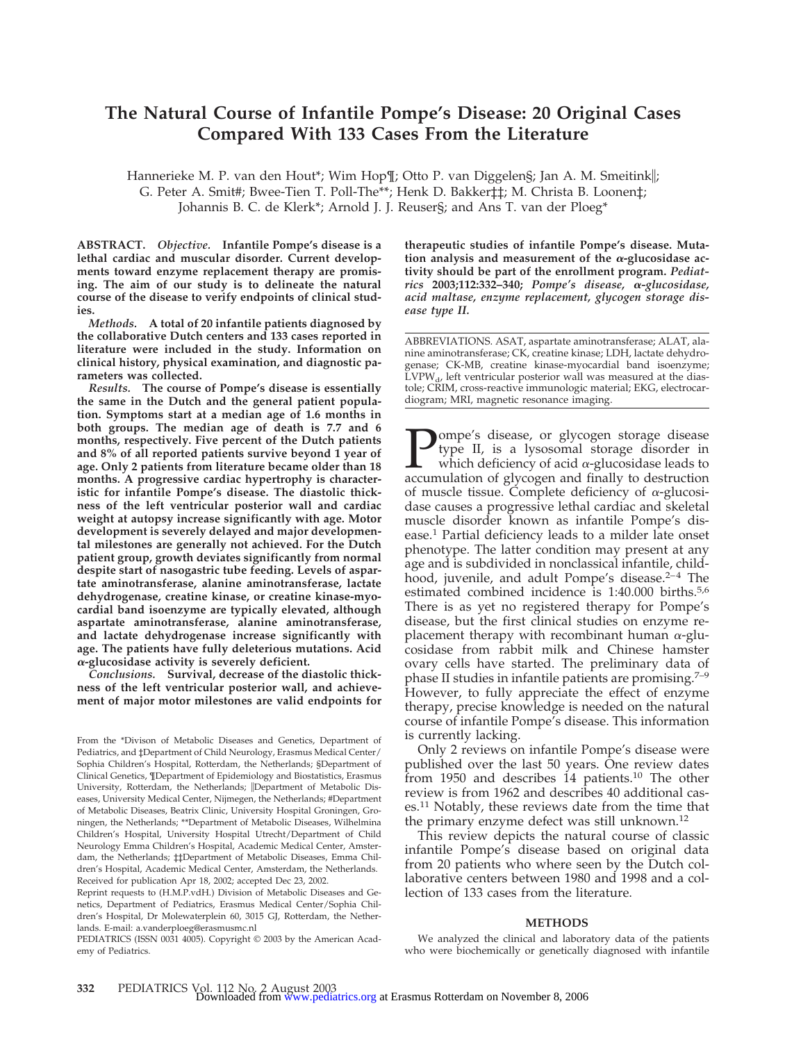# The Natural Course of Infantile Pompe's Disease: 20 Original Cases Compared With 133 Cases From the Literature

Hannerieke M. P. van den Hout*; Wim Hop¶; Otto P. van Diggelen§; Jan A. M. Smeitink‖; G. Peter A. Smit#; Bwee-Tien T. Poll-The**; Henk D. Bakker‡‡; M. Christa B. Loonen‡; Johannis B. C. de Klerk*; Arnold J. J. Reuser§; and Ans T. van der Ploeg*

**ABSTRACT.** *Objective.* **Infantile Pompe's disease is a lethal cardiac and muscular disorder. Current developments toward enzyme replacement therapy are promising. The aim of our study is to delineate the natural course of the disease to verify endpoints of clinical studies.**

*Methods.* **A total of 20 infantile patients diagnosed by the collaborative Dutch centers and 133 cases reported in literature were included in the study. Information on clinical history, physical examination, and diagnostic parameters was collected.**

*Results.* **The course of Pompe's disease is essentially the same in the Dutch and the general patient population. Symptoms start at a median age of 1.6 months in both groups. The median age of death is 7.7 and 6 months, respectively. Five percent of the Dutch patients and 8% of all reported patients survive beyond 1 year of age. Only 2 patients from literature became older than 18 months. A progressive cardiac hypertrophy is characteristic for infantile Pompe's disease. The diastolic thickness of the left ventricular posterior wall and cardiac weight at autopsy increase significantly with age. Motor development is severely delayed and major developmental milestones are generally not achieved. For the Dutch patient group, growth deviates significantly from normal despite start of nasogastric tube feeding. Levels of aspartate aminotransferase, alanine aminotransferase, lactate dehydrogenase, creatine kinase, or creatine kinase-myocardial band isoenzyme are typically elevated, although aspartate aminotransferase, alanine aminotransferase, and lactate dehydrogenase increase significantly with age. The patients have fully deleterious mutations. Acid α-glucosidase activity is severely deficient.**

*Conclusions.* **Survival, decrease of the diastolic thickness of the left ventricular posterior wall, and achievement of major motor milestones are valid endpoints for therapeutic studies of infantile Pompe's disease. Mutation analysis and measurement of the α-glucosidase activity should be part of the enrollment program.** ***Pediatrics* 2003;112:332–340; *Pompe's disease, α-glucosidase, acid maltase, enzyme replacement, glycogen storage disease type II.***

ABBREVIATIONS. ASAT, aspartate aminotransferase; ALAT, alanine aminotransferase; CK, creatine kinase; LDH, lactate dehydrogenase; CK-MB, creatine kinase-myocardial band isoenzyme; $LVPW_d$, left ventricular posterior wall was measured at the diastole; CRIM, cross-reactive immunologic material; EKG, electrocardiogram; MRI, magnetic resonance imaging.

From the *Divison of Metabolic Diseases and Genetics, Department of Pediatrics, and ‡Department of Child Neurology, Erasmus Medical Center/Sophia Children's Hospital, Rotterdam, the Netherlands; §Department of Clinical Genetics, ¶Department of Epidemiology and Biostatistics, Erasmus University, Rotterdam, the Netherlands; ‖Department of Metabolic Diseases, University Medical Center, Nijmegen, the Netherlands; #Department of Metabolic Diseases, Beatrix Clinic, University Hospital Groningen, Groningen, the Netherlands; **Department of Metabolic Diseases, Wilhelmina Children's Hospital, University Hospital Utrecht/Department of Child Neurology Emma Children's Hospital, Academic Medical Center, Amsterdam, the Netherlands; ‡‡Department of Metabolic Diseases, Emma Children's Hospital, Academic Medical Center, Amsterdam, the Netherlands.

Received for publication Apr 18, 2002; accepted Dec 23, 2002.

Reprint requests to (H.M.P.vdH.) Division of Metabolic Diseases and Genetics, Department of Pediatrics, Erasmus Medical Center/Sophia Children's Hospital, Dr Molewaterplein 60, 3015 GJ, Rotterdam, the Netherlands. E-mail: a.vanderploeg@erasmusmc.nl

PEDIATRICS (ISSN 0031 4005). Copyright © 2003 by the American Academy of Pediatrics.

Pompe's disease, or glycogen storage disease type II, is a lysosomal storage disorder in which deficiency of acid α-glucosidase leads to accumulation of glycogen and finally to destruction of muscle tissue. Complete deficiency of α-glucosidase causes a progressive lethal cardiac and skeletal muscle disorder known as infantile Pompe's disease.[1] Partial deficiency leads to a milder late onset phenotype. The latter condition may present at any age and is subdivided in nonclassical infantile, childhood, juvenile, and adult Pompe's disease.[2–4] The estimated combined incidence is 1:40.000 births.[5,6] There is as yet no registered therapy for Pompe's disease, but the first clinical studies on enzyme replacement therapy with recombinant human α-glucosidase from rabbit milk and Chinese hamster ovary cells have started. The preliminary data of phase II studies in infantile patients are promising.[7–9] However, to fully appreciate the effect of enzyme therapy, precise knowledge is needed on the natural course of infantile Pompe's disease. This information is currently lacking.

Only 2 reviews on infantile Pompe's disease were published over the last 50 years. One review dates from 1950 and describes 14 patients.[10] The other review is from 1962 and describes 40 additional cases.[11] Notably, these reviews date from the time that the primary enzyme defect was still unknown.[12]

This review depicts the natural course of classic infantile Pompe's disease based on original data from 20 patients who where seen by the Dutch collaborative centers between 1980 and 1998 and a collection of 133 cases from the literature.

## METHODS

We analyzed the clinical and laboratory data of the patients who were biochemically or genetically diagnosed with infantile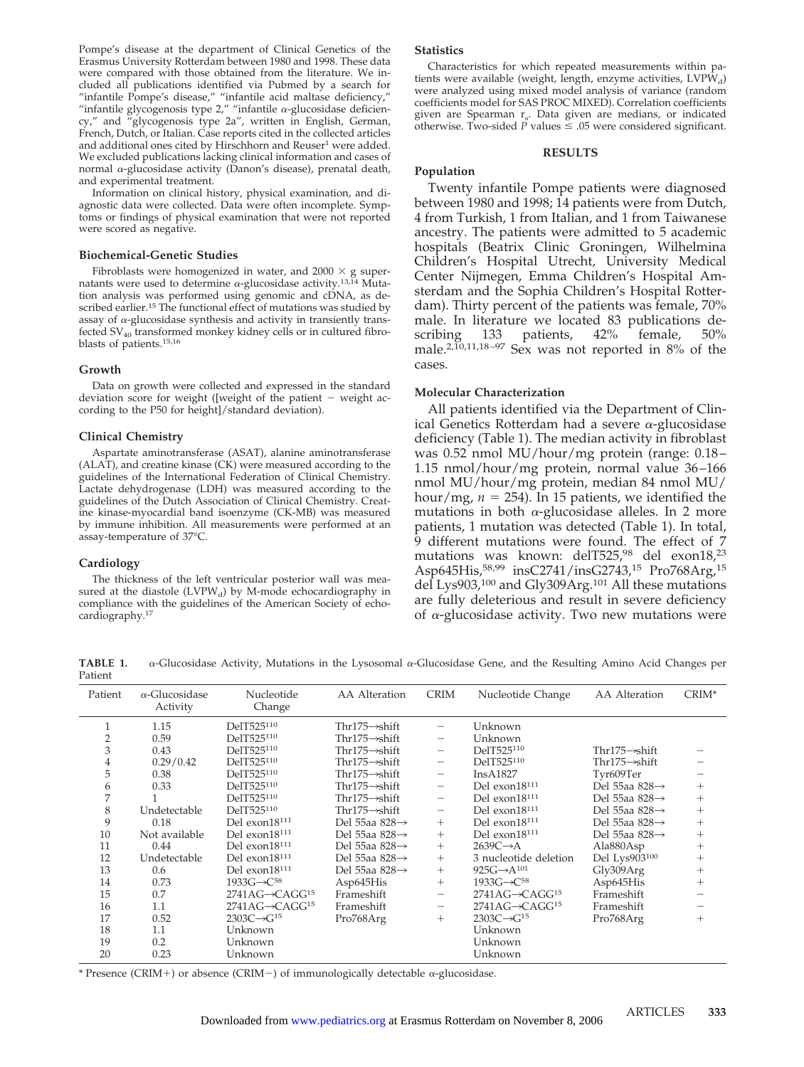Pompe's disease at the department of Clinical Genetics of the Erasmus University Rotterdam between 1980 and 1998. These data were compared with those obtained from the literature. We included all publications identified via Pubmed by a search for "infantile Pompe's disease," "infantile acid maltase deficiency," "infantile glycogenosis type 2," "infantile α-glucosidase deficiency," and "glycogenosis type 2a", written in English, German, French, Dutch, or Italian. Case reports cited in the collected articles and additional ones cited by Hirschhorn and Reuser[1] were added. We excluded publications lacking clinical information and cases of normal α-glucosidase activity (Danon's disease), prenatal death, and experimental treatment.

Information on clinical history, physical examination, and diagnostic data were collected. Data were often incomplete. Symptoms or findings of physical examination that were not reported were scored as negative.

### Biochemical-Genetic Studies

Fibroblasts were homogenized in water, and 2000 × g supernatants were used to determine α-glucosidase activity.[13,14] Mutation analysis was performed using genomic and cDNA, as described earlier.[15] The functional effect of mutations was studied by assay of α-glucosidase synthesis and activity in transiently transfected $SV_{40}$ transformed monkey kidney cells or in cultured fibroblasts of patients.[15,16]

### Growth

Data on growth were collected and expressed in the standard deviation score for weight ([weight of the patient − weight according to the P50 for height]/standard deviation).

### Clinical Chemistry

Aspartate aminotransferase (ASAT), alanine aminotransferase (ALAT), and creatine kinase (CK) were measured according to the guidelines of the International Federation of Clinical Chemistry. Lactate dehydrogenase (LDH) was measured according to the guidelines of the Dutch Association of Clinical Chemistry. Creatine kinase-myocardial band isoenzyme (CK-MB) was measured by immune inhibition. All measurements were performed at an assay-temperature of 37°C.

### Cardiology

The thickness of the left ventricular posterior wall was measured at the diastole ($LVPW_d$) by M-mode echocardiography in compliance with the guidelines of the American Society of echocardiography.[17]

### Statistics

Characteristics for which repeated measurements within patients were available (weight, length, enzyme activities, $LVPW_d$) were analyzed using mixed model analysis of variance (random coefficients model for SAS PROC MIXED). Correlation coefficients given are Spearman $r_s$. Data given are medians, or indicated otherwise. Two-sided $P$ values ≤ .05 were considered significant.

## RESULTS

### Population

Twenty infantile Pompe patients were diagnosed between 1980 and 1998; 14 patients were from Dutch, 4 from Turkish, 1 from Italian, and 1 from Taiwanese ancestry. The patients were admitted to 5 academic hospitals (Beatrix Clinic Groningen, Wilhelmina Children's Hospital Utrecht, University Medical Center Nijmegen, Emma Children's Hospital Amsterdam and the Sophia Children's Hospital Rotterdam). Thirty percent of the patients was female, 70% male. In literature we located 83 publications describing 133 patients, 42% female, 50% male.[2,10,11,18–97] Sex was not reported in 8% of the cases.

### Molecular Characterization

All patients identified via the Department of Clinical Genetics Rotterdam had a severe α-glucosidase deficiency (Table 1). The median activity in fibroblast was 0.52 nmol MU/hour/mg protein (range: 0.18–1.15 nmol/hour/mg protein, normal value 36–166 nmol MU/hour/mg protein, median 84 nmol MU/hour/mg, $n$ = 254). In 15 patients, we identified the mutations in both α-glucosidase alleles. In 2 more patients, 1 mutation was detected (Table 1). In total, 9 different mutations were found. The effect of 7 mutations was known: delT525,[98] del exon18,[23] Asp645His,[58,99] insC2741/insG2743,[15] Pro768Arg,[15] del Lys903,[100] and Gly309Arg.[101] All these mutations are fully deleterious and result in severe deficiency of α-glucosidase activity. Two new mutations were

**TABLE 1.** α-Glucosidase Activity, Mutations in the Lysosomal α-Glucosidase Gene, and the Resulting Amino Acid Changes per Patient

| Patient | α-Glucosidase Activity | Nucleotide Change | AA Alteration | CRIM | Nucleotide Change | AA Alteration | CRIM* |
|---|---|---|---|---|---|---|---|
| 1 | 1.15 | DelT525[110] | Thr175→shift | − | Unknown | | |
| 2 | 0.59 | DelT525[110] | Thr175→shift | − | Unknown | | |
| 3 | 0.43 | DelT525[110] | Thr175→shift | − | DelT525[110] | Thr175→shift | − |
| 4 | 0.29/0.42 | DelT525[110] | Thr175→shift | − | DelT525[110] | Thr175→shift | − |
| 5 | 0.38 | DelT525[110] | Thr175→shift | − | InsA1827 | Tyr609Ter | − |
| 6 | 0.33 | DelT525[110] | Thr175→shift | − | Del exon18[111] | Del 55aa 828→ | + |
| 7 | 1 | DelT525[110] | Thr175→shift | − | Del exon18[111] | Del 55aa 828→ | + |
| 8 | Undetectable | DelT525[110] | Thr175→shift | − | Del exon18[111] | Del 55aa 828→ | + |
| 9 | 0.18 | Del exon18[111] | Del 55aa 828→ | + | Del exon18[111] | Del 55aa 828→ | + |
| 10 | Not available | Del exon18[111] | Del 55aa 828→ | + | Del exon18[111] | Del 55aa 828→ | + |
| 11 | 0.44 | Del exon18[111] | Del 55aa 828→ | + | 2639C→A | Ala880Asp | + |
| 12 | Undetectable | Del exon18[111] | Del 55aa 828→ | + | 3 nucleotide deletion | Del Lys903[100] | + |
| 13 | 0.6 | Del exon18[111] | Del 55aa 828→ | + | 925G→A[101] | Gly309Arg | + |
| 14 | 0.73 | 1933G→C[58] | Asp645His | + | 1933G→C[58] | Asp645His | + |
| 15 | 0.7 | 2741AG→CAGG[15] | Frameshift | − | 2741AG→CAGG[15] | Frameshift | − |
| 16 | 1.1 | 2741AG→CAGG[15] | Frameshift | − | 2741AG→CAGG[15] | Frameshift | − |
| 17 | 0.52 | 2303C→G[15] | Pro768Arg | + | 2303C→G[15] | Pro768Arg | + |
| 18 | 1.1 | Unknown | | | Unknown | | |
| 19 | 0.2 | Unknown | | | Unknown | | |
| 20 | 0.23 | Unknown | | | Unknown | | |

* Presence (CRIM+) or absence (CRIM−) of immunologically detectable α-glucosidase.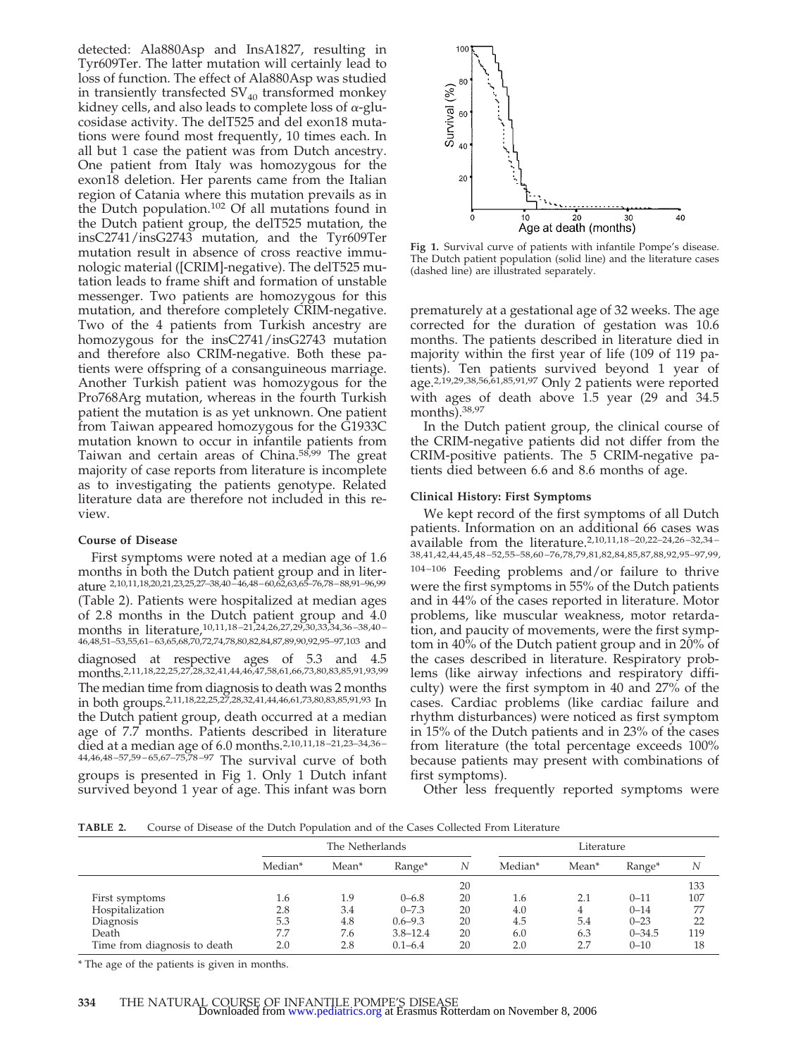detected: Ala880Asp and InsA1827, resulting in Tyr609Ter. The latter mutation will certainly lead to loss of function. The effect of Ala880Asp was studied in transiently transfected $SV_{40}$ transformed monkey kidney cells, and also leads to complete loss of $\alpha$-glucosidase activity. The delT525 and del exon18 mutations were found most frequently, 10 times each. In all but 1 case the patient was from Dutch ancestry. One patient from Italy was homozygous for the exon18 deletion. Her parents came from the Italian region of Catania where this mutation prevails as in the Dutch population.[102] Of all mutations found in the Dutch patient group, the delT525 mutation, the insC2741/insG2743 mutation, and the Tyr609Ter mutation result in absence of cross reactive immunologic material ([CRIM]-negative). The delT525 mutation leads to frame shift and formation of unstable messenger. Two patients are homozygous for this mutation, and therefore completely CRIM-negative. Two of the 4 patients from Turkish ancestry are homozygous for the insC2741/insG2743 mutation and therefore also CRIM-negative. Both these patients were offspring of a consanguineous marriage. Another Turkish patient was homozygous for the Pro768Arg mutation, whereas in the fourth Turkish patient the mutation is as yet unknown. One patient from Taiwan appeared homozygous for the G1933C mutation known to occur in infantile patients from Taiwan and certain areas of China.[58,99] The great majority of case reports from literature is incomplete as to investigating the patients genotype. Related literature data are therefore not included in this review.

### Course of Disease

First symptoms were noted at a median age of 1.6 months in both the Dutch patient group and in literature [2,10,11,18,20,21,23,25,27–38,40–46,48–60,62,63,65–76,78–88,91–96,99] (Table 2). Patients were hospitalized at median ages of 2.8 months in the Dutch patient group and 4.0 months in literature,[10,11,18–21,24,26,27,29,30,33,34,36–38,40–46,48,51–53,55,61–63,65,68,70,72,74,78,80,82,84,87,89,90,92,95–97,103] and diagnosed at respective ages of 5.3 and 4.5 months.[2,11,18,22,25,27,28,32,41,44,46,47,58,61,66,73,80,83,85,91,93,99] The median time from diagnosis to death was 2 months in both groups.[2,11,18,22,25,27,28,32,41,44,46,61,73,80,83,85,91,93] In the Dutch patient group, death occurred at a median age of 7.7 months. Patients described in literature died at a median age of 6.0 months.[2,10,11,18–21,23–34,36–44,46,48–57,59–65,67–75,78–97] The survival curve of both groups is presented in Fig 1. Only 1 Dutch infant survived beyond 1 year of age. This infant was born prematurely at a gestational age of 32 weeks. The age corrected for the duration of gestation was 10.6 months. The patients described in literature died in majority within the first year of life (109 of 119 patients). Ten patients survived beyond 1 year of age.[2,19,29,38,56,61,85,91,97] Only 2 patients were reported with ages of death above 1.5 year (29 and 34.5 months).[38,97]

**Fig 1.** Survival curve of patients with infantile Pompe's disease. The Dutch patient population (solid line) and the literature cases (dashed line) are illustrated separately.

In the Dutch patient group, the clinical course of the CRIM-negative patients did not differ from the CRIM-positive patients. The 5 CRIM-negative patients died between 6.6 and 8.6 months of age.

### Clinical History: First Symptoms

We kept record of the first symptoms of all Dutch patients. Information on an additional 66 cases was available from the literature.[2,10,11,18–20,22–24,26–32,34–38,41,42,44,45,48–52,55–58,60–76,78,79,81,82,84,85,87,88,92,95–97,99,104–106] Feeding problems and/or failure to thrive were the first symptoms in 55% of the Dutch patients and in 44% of the cases reported in literature. Motor problems, like muscular weakness, motor retardation, and paucity of movements, were the first symptom in 40% of the Dutch patient group and in 20% of the cases described in literature. Respiratory problems (like airway infections and respiratory difficulty) were the first symptom in 40 and 27% of the cases. Cardiac problems (like cardiac failure and rhythm disturbances) were noticed as first symptom in 15% of the Dutch patients and in 23% of the cases from literature (the total percentage exceeds 100% because patients may present with combinations of first symptoms).

Other less frequently reported symptoms were

**TABLE 2.** Course of Disease of the Dutch Population and of the Cases Collected From Literature

| | The Netherlands | | | | Literature | | | |
|---|---|---|---|---|---|---|---|---|
| | Median* | Mean* | Range* | N | Median* | Mean* | Range* | N |
| | | | | 20 | | | | 133 |
| First symptoms | 1.6 | 1.9 | 0–6.8 | 20 | 1.6 | 2.1 | 0–11 | 107 |
| Hospitalization | 2.8 | 3.4 | 0–7.3 | 20 | 4.0 | 4 | 0–14 | 77 |
| Diagnosis | 5.3 | 4.8 | 0.6–9.3 | 20 | 4.5 | 5.4 | 0–23 | 22 |
| Death | 7.7 | 7.6 | 3.8–12.4 | 20 | 6.0 | 6.3 | 0–34.5 | 119 |
| Time from diagnosis to death | 2.0 | 2.8 | 0.1–6.4 | 20 | 2.0 | 2.7 | 0–10 | 18 |

* The age of the patients is given in months.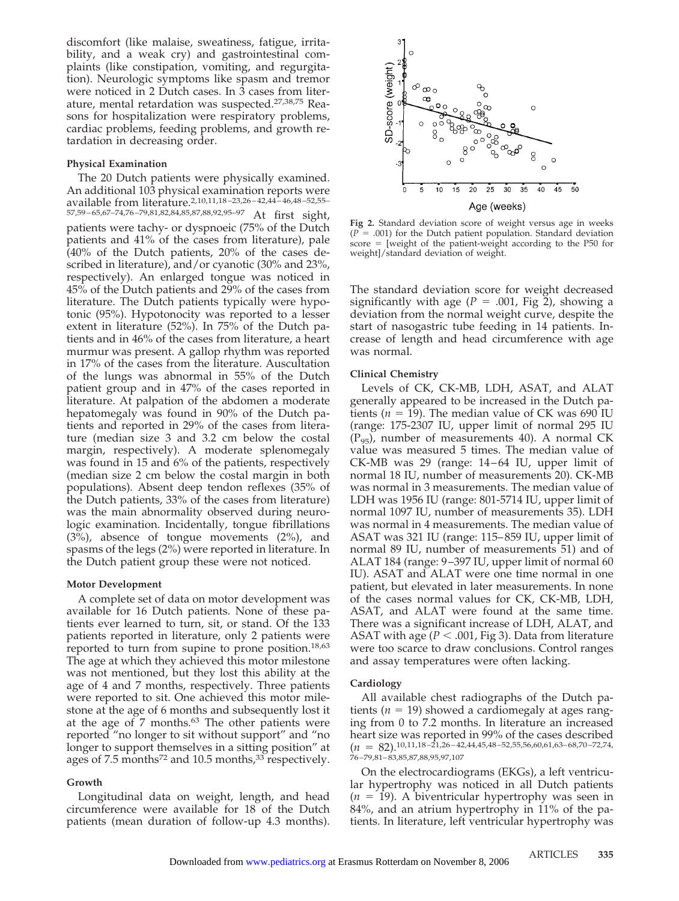discomfort (like malaise, sweatiness, fatigue, irritability, and a weak cry) and gastrointestinal complaints (like constipation, vomiting, and regurgitation). Neurologic symptoms like spasm and tremor were noticed in 2 Dutch cases. In 3 cases from literature, mental retardation was suspected.[27,38,75] Reasons for hospitalization were respiratory problems, cardiac problems, feeding problems, and growth retardation in decreasing order.

### Physical Examination

The 20 Dutch patients were physically examined. An additional 103 physical examination reports were available from literature.[2,10,11,18–23,26–42,44–46,48–52,55–57,59–65,67–74,76–79,81,82,84,85,87,88,92,95–97] At first sight, patients were tachy- or dyspnoeic (75% of the Dutch patients and 41% of the cases from literature), pale (40% of the Dutch patients, 20% of the cases described in literature), and/or cyanotic (30% and 23%, respectively). An enlarged tongue was noticed in 45% of the Dutch patients and 29% of the cases from literature. The Dutch patients typically were hypotonic (95%). Hypotonocity was reported to a lesser extent in literature (52%). In 75% of the Dutch patients and in 46% of the cases from literature, a heart murmur was present. A gallop rhythm was reported in 17% of the cases from the literature. Auscultation of the lungs was abnormal in 55% of the Dutch patient group and in 47% of the cases reported in literature. At palpation of the abdomen a moderate hepatomegaly was found in 90% of the Dutch patients and reported in 29% of the cases from literature (median size 3 and 3.2 cm below the costal margin, respectively). A moderate splenomegaly was found in 15 and 6% of the patients, respectively (median size 2 cm below the costal margin in both populations). Absent deep tendon reflexes (35% of the Dutch patients, 33% of the cases from literature) was the main abnormality observed during neurologic examination. Incidentally, tongue fibrillations (3%), absence of tongue movements (2%), and spasms of the legs (2%) were reported in literature. In the Dutch patient group these were not noticed.

### Motor Development

A complete set of data on motor development was available for 16 Dutch patients. None of these patients ever learned to turn, sit, or stand. Of the 133 patients reported in literature, only 2 patients were reported to turn from supine to prone position.[18,63] The age at which they achieved this motor milestone was not mentioned, but they lost this ability at the age of 4 and 7 months, respectively. Three patients were reported to sit. One achieved this motor milestone at the age of 6 months and subsequently lost it at the age of 7 months.[63] The other patients were reported "no longer to sit without support" and "no longer to support themselves in a sitting position" at ages of 7.5 months[72] and 10.5 months,[33] respectively.

### Growth

Longitudinal data on weight, length, and head circumference were available for 18 of the Dutch patients (mean duration of follow-up 4.3 months).

**Fig 2.** Standard deviation score of weight versus age in weeks ($P = .001$) for the Dutch patient population. Standard deviation score = [weight of the patient-weight according to the P50 for weight]/standard deviation of weight.

The standard deviation score for weight decreased significantly with age ($P = .001$, Fig 2), showing a deviation from the normal weight curve, despite the start of nasogastric tube feeding in 14 patients. Increase of length and head circumference with age was normal.

### Clinical Chemistry

Levels of CK, CK-MB, LDH, ASAT, and ALAT generally appeared to be increased in the Dutch patients ($n = 19$). The median value of CK was 690 IU (range: 175-2307 IU, upper limit of normal 295 IU ($P_{95}$), number of measurements 40). A normal CK value was measured 5 times. The median value of CK-MB was 29 (range: 14–64 IU, upper limit of normal 18 IU, number of measurements 20). CK-MB was normal in 3 measurements. The median value of LDH was 1956 IU (range: 801-5714 IU, upper limit of normal 1097 IU, number of measurements 35). LDH was normal in 4 measurements. The median value of ASAT was 321 IU (range: 115–859 IU, upper limit of normal 89 IU, number of measurements 51) and of ALAT 184 (range: 9–397 IU, upper limit of normal 60 IU). ASAT and ALAT were one time normal in one patient, but elevated in later measurements. In none of the cases normal values for CK, CK-MB, LDH, ASAT, and ALAT were found at the same time. There was a significant increase of LDH, ALAT, and ASAT with age ($P < .001$, Fig 3). Data from literature were too scarce to draw conclusions. Control ranges and assay temperatures were often lacking.

### Cardiology

All available chest radiographs of the Dutch patients ($n = 19$) showed a cardiomegaly at ages ranging from 0 to 7.2 months. In literature an increased heart size was reported in 99% of the cases described ($n = 82$).[10,11,18–21,26–42,44,45,48–52,55,56,60,61,63–68,70–72,74,76–79,81–83,85,87,88,95,97,107]

On the electrocardiograms (EKGs), a left ventricular hypertrophy was noticed in all Dutch patients ($n = 19$). A biventricular hypertrophy was seen in 84%, and an atrium hypertrophy in 11% of the patients. In literature, left ventricular hypertrophy was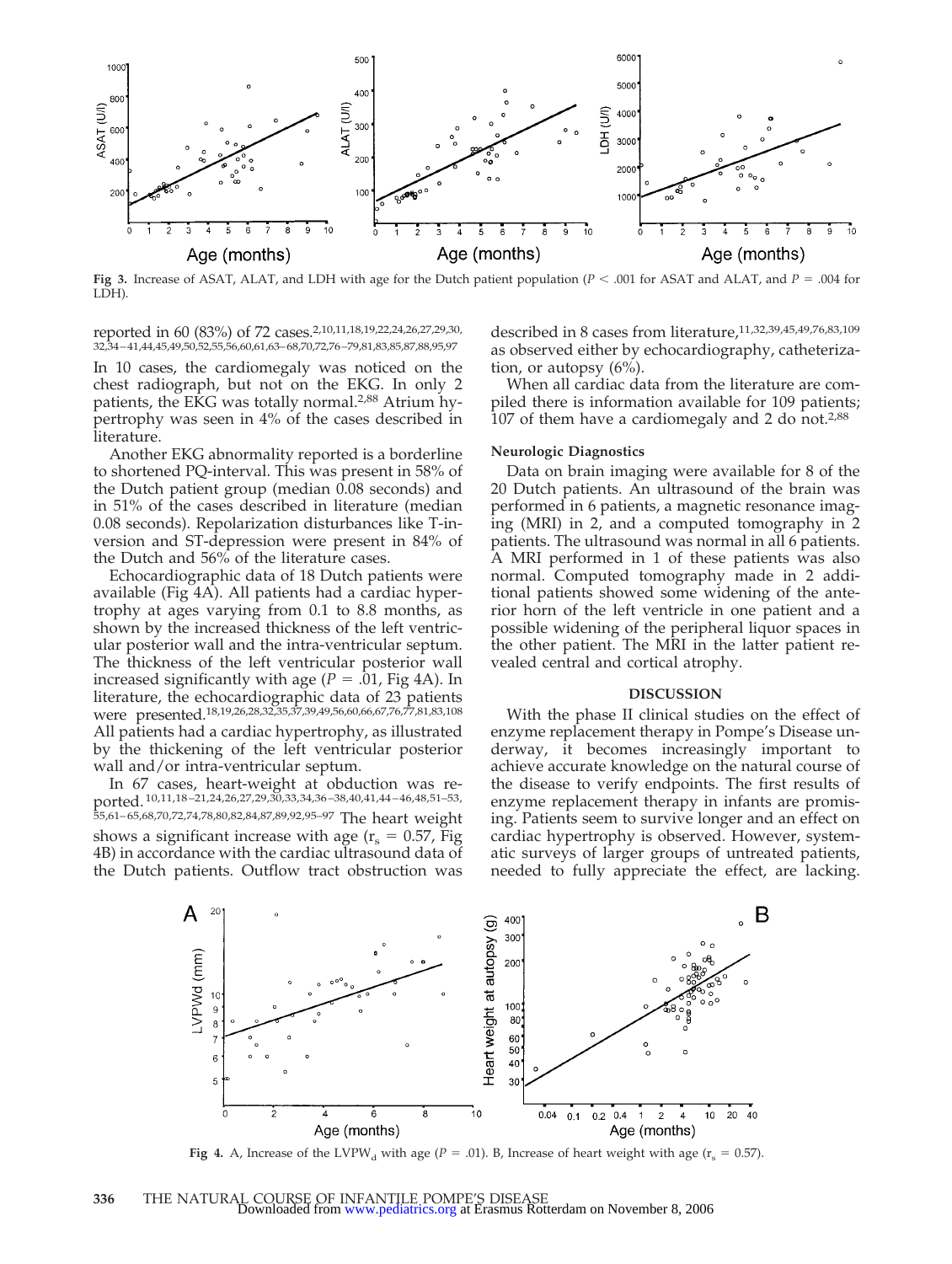Fig 3. Increase of ASAT, ALAT, and LDH with age for the Dutch patient population ($P < .001$ for ASAT and ALAT, and $P = .004$ for LDH).

reported in 60 (83%) of 72 cases.[2,10,11,18,19,22,24,26,27,29,30,32,34–41,44,45,49,50,52,55,56,60,61,63–68,70,72,76–79,81,83,85,87,88,95,97] In 10 cases, the cardiomegaly was noticed on the chest radiograph, but not on the EKG. In only 2 patients, the EKG was totally normal.[2,88] Atrium hypertrophy was seen in 4% of the cases described in literature.

Another EKG abnormality reported is a borderline to shortened PQ-interval. This was present in 58% of the Dutch patient group (median 0.08 seconds) and in 51% of the cases described in literature (median 0.08 seconds). Repolarization disturbances like T-inversion and ST-depression were present in 84% of the Dutch and 56% of the literature cases.

Echocardiographic data of 18 Dutch patients were available (Fig 4A). All patients had a cardiac hypertrophy at ages varying from 0.1 to 8.8 months, as shown by the increased thickness of the left ventricular posterior wall and the intra-ventricular septum. The thickness of the left ventricular posterior wall increased significantly with age ($P = .01$, Fig 4A). In literature, the echocardiographic data of 23 patients were presented.[18,19,26,28,32,35,37,39,49,56,60,66,67,76,77,81,83,108] All patients had a cardiac hypertrophy, as illustrated by the thickening of the left ventricular posterior wall and/or intra-ventricular septum.

In 67 cases, heart-weight at obduction was reported.[10,11,18–21,24,26,27,29,30,33,34,36–38,40,41,44–46,48,51–53,55,61–65,68,70,72,74,78,80,82,84,87,89,92,95–97] The heart weight shows a significant increase with age ($r_s = 0.57$, Fig 4B) in accordance with the cardiac ultrasound data of the Dutch patients. Outflow tract obstruction was described in 8 cases from literature,[11,32,39,45,49,76,83,109] as observed either by echocardiography, catheterization, or autopsy (6%).

When all cardiac data from the literature are compiled there is information available for 109 patients; 107 of them have a cardiomegaly and 2 do not.[2,88]

### Neurologic Diagnostics

Data on brain imaging were available for 8 of the 20 Dutch patients. An ultrasound of the brain was performed in 6 patients, a magnetic resonance imaging (MRI) in 2, and a computed tomography in 2 patients. The ultrasound was normal in all 6 patients. A MRI performed in 1 of these patients was also normal. Computed tomography made in 2 additional patients showed some widening of the anterior horn of the left ventricle in one patient and a possible widening of the peripheral liquor spaces in the other patient. The MRI in the latter patient revealed central and cortical atrophy.

## DISCUSSION

With the phase II clinical studies on the effect of enzyme replacement therapy in Pompe's Disease underway, it becomes increasingly important to achieve accurate knowledge on the natural course of the disease to verify endpoints. The first results of enzyme replacement therapy in infants are promising. Patients seem to survive longer and an effect on cardiac hypertrophy is observed. However, systematic surveys of larger groups of untreated patients, needed to fully appreciate the effect, are lacking.

Fig 4. A, Increase of the $LVPW_d$ with age ($P = .01$). B, Increase of heart weight with age ($r_s = 0.57$).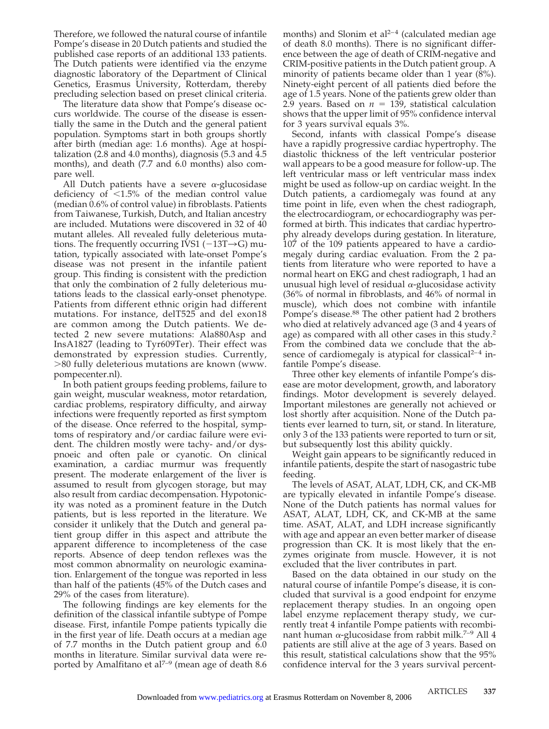Therefore, we followed the natural course of infantile Pompe's disease in 20 Dutch patients and studied the published case reports of an additional 133 patients. The Dutch patients were identified via the enzyme diagnostic laboratory of the Department of Clinical Genetics, Erasmus University, Rotterdam, thereby precluding selection based on preset clinical criteria.

The literature data show that Pompe's disease occurs worldwide. The course of the disease is essentially the same in the Dutch and the general patient population. Symptoms start in both groups shortly after birth (median age: 1.6 months). Age at hospitalization (2.8 and 4.0 months), diagnosis (5.3 and 4.5 months), and death (7.7 and 6.0 months) also compare well.

All Dutch patients have a severe α-glucosidase deficiency of <1.5% of the median control value (median 0.6% of control value) in fibroblasts. Patients from Taiwanese, Turkish, Dutch, and Italian ancestry are included. Mutations were discovered in 32 of 40 mutant alleles. All revealed fully deleterious mutations. The frequently occurring IVS1 (−13T→G) mutation, typically associated with late-onset Pompe's disease was not present in the infantile patient group. This finding is consistent with the prediction that only the combination of 2 fully deleterious mutations leads to the classical early-onset phenotype. Patients from different ethnic origin had different mutations. For instance, delT525 and del exon18 are common among the Dutch patients. We detected 2 new severe mutations: Ala880Asp and InsA1827 (leading to Tyr609Ter). Their effect was demonstrated by expression studies. Currently, >80 fully deleterious mutations are known (www.pompecenter.nl).

In both patient groups feeding problems, failure to gain weight, muscular weakness, motor retardation, cardiac problems, respiratory difficulty, and airway infections were frequently reported as first symptom of the disease. Once referred to the hospital, symptoms of respiratory and/or cardiac failure were evident. The children mostly were tachy- and/or dyspnoeic and often pale or cyanotic. On clinical examination, a cardiac murmur was frequently present. The moderate enlargement of the liver is assumed to result from glycogen storage, but may also result from cardiac decompensation. Hypotonicity was noted as a prominent feature in the Dutch patients, but is less reported in the literature. We consider it unlikely that the Dutch and general patient group differ in this aspect and attribute the apparent difference to incompleteness of the case reports. Absence of deep tendon reflexes was the most common abnormality on neurologic examination. Enlargement of the tongue was reported in less than half of the patients (45% of the Dutch cases and 29% of the cases from literature).

The following findings are key elements for the definition of the classical infantile subtype of Pompe disease. First, infantile Pompe patients typically die in the first year of life. Death occurs at a median age of 7.7 months in the Dutch patient group and 6.0 months in literature. Similar survival data were reported by Amalfitano et al[7–9] (mean age of death 8.6 months) and Slonim et al[2–4] (calculated median age of death 8.0 months). There is no significant difference between the age of death of CRIM-negative and CRIM-positive patients in the Dutch patient group. A minority of patients became older than 1 year (8%). Ninety-eight percent of all patients died before the age of 1.5 years. None of the patients grew older than 2.9 years. Based on $n = 139$, statistical calculation shows that the upper limit of 95% confidence interval for 3 years survival equals 3%.

Second, infants with classical Pompe's disease have a rapidly progressive cardiac hypertrophy. The diastolic thickness of the left ventricular posterior wall appears to be a good measure for follow-up. The left ventricular mass or left ventricular mass index might be used as follow-up on cardiac weight. In the Dutch patients, a cardiomegaly was found at any time point in life, even when the chest radiograph, the electrocardiogram, or echocardiography was performed at birth. This indicates that cardiac hypertrophy already develops during gestation. In literature, 107 of the 109 patients appeared to have a cardiomegaly during cardiac evaluation. From the 2 patients from literature who were reported to have a normal heart on EKG and chest radiograph, 1 had an unusual high level of residual α-glucosidase activity (36% of normal in fibroblasts, and 46% of normal in muscle), which does not combine with infantile Pompe's disease.[88] The other patient had 2 brothers who died at relatively advanced age (3 and 4 years of age) as compared with all other cases in this study.[2] From the combined data we conclude that the absence of cardiomegaly is atypical for classical[2–4] infantile Pompe's disease.

Three other key elements of infantile Pompe's disease are motor development, growth, and laboratory findings. Motor development is severely delayed. Important milestones are generally not achieved or lost shortly after acquisition. None of the Dutch patients ever learned to turn, sit, or stand. In literature, only 3 of the 133 patients were reported to turn or sit, but subsequently lost this ability quickly.

Weight gain appears to be significantly reduced in infantile patients, despite the start of nasogastric tube feeding.

The levels of ASAT, ALAT, LDH, CK, and CK-MB are typically elevated in infantile Pompe's disease. None of the Dutch patients has normal values for ASAT, ALAT, LDH, CK, and CK-MB at the same time. ASAT, ALAT, and LDH increase significantly with age and appear an even better marker of disease progression than CK. It is most likely that the enzymes originate from muscle. However, it is not excluded that the liver contributes in part.

Based on the data obtained in our study on the natural course of infantile Pompe's disease, it is concluded that survival is a good endpoint for enzyme replacement therapy studies. In an ongoing open label enzyme replacement therapy study, we currently treat 4 infantile Pompe patients with recombinant human α-glucosidase from rabbit milk.[7–9] All 4 patients are still alive at the age of 3 years. Based on this result, statistical calculations show that the 95% confidence interval for the 3 years survival percent-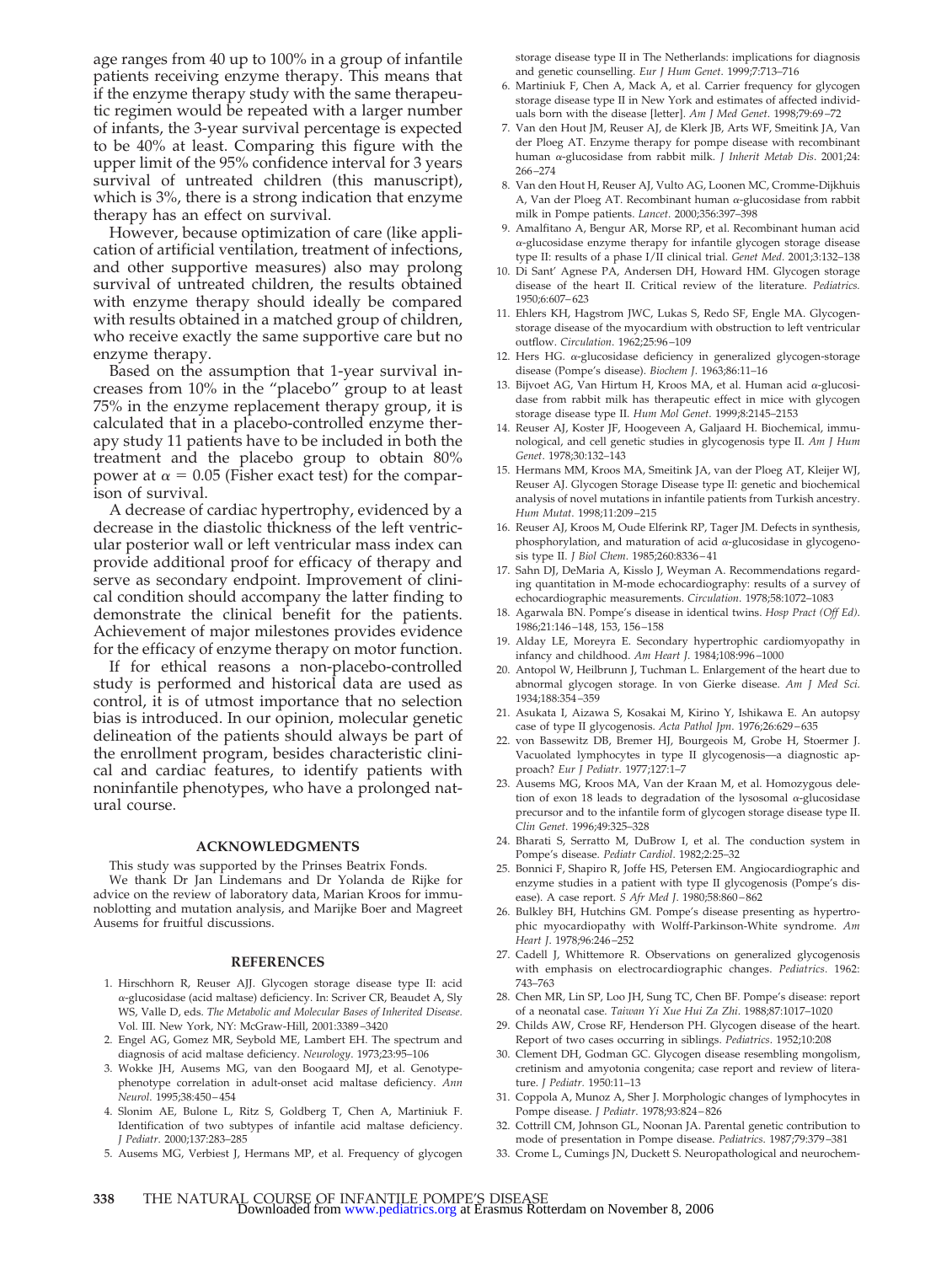age ranges from 40 up to 100% in a group of infantile patients receiving enzyme therapy. This means that if the enzyme therapy study with the same therapeutic regimen would be repeated with a larger number of infants, the 3-year survival percentage is expected to be 40% at least. Comparing this figure with the upper limit of the 95% confidence interval for 3 years survival of untreated children (this manuscript), which is 3%, there is a strong indication that enzyme therapy has an effect on survival.

However, because optimization of care (like application of artificial ventilation, treatment of infections, and other supportive measures) also may prolong survival of untreated children, the results obtained with enzyme therapy should ideally be compared with results obtained in a matched group of children, who receive exactly the same supportive care but no enzyme therapy.

Based on the assumption that 1-year survival increases from 10% in the "placebo" group to at least 75% in the enzyme replacement therapy group, it is calculated that in a placebo-controlled enzyme therapy study 11 patients have to be included in both the treatment and the placebo group to obtain 80% power at $\alpha = 0.05$ (Fisher exact test) for the comparison of survival.

A decrease of cardiac hypertrophy, evidenced by a decrease in the diastolic thickness of the left ventricular posterior wall or left ventricular mass index can provide additional proof for efficacy of therapy and serve as secondary endpoint. Improvement of clinical condition should accompany the latter finding to demonstrate the clinical benefit for the patients. Achievement of major milestones provides evidence for the efficacy of enzyme therapy on motor function.

If for ethical reasons a non-placebo-controlled study is performed and historical data are used as control, it is of utmost importance that no selection bias is introduced. In our opinion, molecular genetic delineation of the patients should always be part of the enrollment program, besides characteristic clinical and cardiac features, to identify patients with noninfantile phenotypes, who have a prolonged natural course.

## ACKNOWLEDGMENTS

This study was supported by the Prinses Beatrix Fonds.

We thank Dr Jan Lindemans and Dr Yolanda de Rijke for advice on the review of laboratory data, Marian Kroos for immunoblotting and mutation analysis, and Marijke Boer and Magreet Ausems for fruitful discussions.

## REFERENCES

1. Hirschhorn R, Reuser AJJ. Glycogen storage disease type II: acid α-glucosidase (acid maltase) deficiency. In: Scriver CR, Beaudet A, Sly WS, Valle D, eds. *The Metabolic and Molecular Bases of Inherited Disease*. Vol. III. New York, NY: McGraw-Hill, 2001:3389–3420
2. Engel AG, Gomez MR, Seybold ME, Lambert EH. The spectrum and diagnosis of acid maltase deficiency. *Neurology*. 1973;23:95–106
3. Wokke JH, Ausems MG, van den Boogaard MJ, et al. Genotype-phenotype correlation in adult-onset acid maltase deficiency. *Ann Neurol*. 1995;38:450–454
4. Slonim AE, Bulone L, Ritz S, Goldberg T, Chen A, Martiniuk F. Identification of two subtypes of infantile acid maltase deficiency. *J Pediatr*. 2000;137:283–285
5. Ausems MG, Verbiest J, Hermans MP, et al. Frequency of glycogen storage disease type II in The Netherlands: implications for diagnosis and genetic counselling. *Eur J Hum Genet*. 1999;7:713–716
6. Martiniuk F, Chen A, Mack A, et al. Carrier frequency for glycogen storage disease type II in New York and estimates of affected individuals born with the disease [letter]. *Am J Med Genet*. 1998;79:69–72
7. Van den Hout JM, Reuser AJ, de Klerk JB, Arts WF, Smeitink JA, Van der Ploeg AT. Enzyme therapy for pompe disease with recombinant human α-glucosidase from rabbit milk. *J Inherit Metab Dis*. 2001;24: 266–274
8. Van den Hout H, Reuser AJ, Vulto AG, Loonen MC, Cromme-Dijkhuis A, Van der Ploeg AT. Recombinant human α-glucosidase from rabbit milk in Pompe patients. *Lancet*. 2000;356:397–398
9. Amalfitano A, Bengur AR, Morse RP, et al. Recombinant human acid α-glucosidase enzyme therapy for infantile glycogen storage disease type II: results of a phase I/II clinical trial. *Genet Med*. 2001;3:132–138
10. Di Sant' Agnese PA, Andersen DH, Howard HM. Glycogen storage disease of the heart II. Critical review of the literature. *Pediatrics*. 1950;6:607–623
11. Ehlers KH, Hagstrom JWC, Lukas S, Redo SF, Engle MA. Glycogen-storage disease of the myocardium with obstruction to left ventricular outflow. *Circulation*. 1962;25:96–109
12. Hers HG. α-glucosidase deficiency in generalized glycogen-storage disease (Pompe's disease). *Biochem J*. 1963;86:11–16
13. Bijvoet AG, Van Hirtum H, Kroos MA, et al. Human acid α-glucosidase from rabbit milk has therapeutic effect in mice with glycogen storage disease type II. *Hum Mol Genet*. 1999;8:2145–2153
14. Reuser AJ, Koster JF, Hoogeveen A, Galjaard H. Biochemical, immunological, and cell genetic studies in glycogenosis type II. *Am J Hum Genet*. 1978;30:132–143
15. Hermans MM, Kroos MA, Smeitink JA, van der Ploeg AT, Kleijer WJ, Reuser AJ. Glycogen Storage Disease type II: genetic and biochemical analysis of novel mutations in infantile patients from Turkish ancestry. *Hum Mutat*. 1998;11:209–215
16. Reuser AJ, Kroos M, Oude Elferink RP, Tager JM. Defects in synthesis, phosphorylation, and maturation of acid α-glucosidase in glycogenosis type II. *J Biol Chem*. 1985;260:8336–41
17. Sahn DJ, DeMaria A, Kisslo J, Weyman A. Recommendations regarding quantitation in M-mode echocardiography: results of a survey of echocardiographic measurements. *Circulation*. 1978;58:1072–1083
18. Agarwala BN. Pompe's disease in identical twins. *Hosp Pract (Off Ed)*. 1986;21:146–148, 153, 156–158
19. Alday LE, Moreyra E. Secondary hypertrophic cardiomyopathy in infancy and childhood. *Am Heart J*. 1984;108:996–1000
20. Antopol W, Heilbrunn J, Tuchman L. Enlargement of the heart due to abnormal glycogen storage. In von Gierke disease. *Am J Med Sci*. 1934;188:354–359
21. Asukata I, Aizawa S, Kosakai M, Kirino Y, Ishikawa E. An autopsy case of type II glycogenosis. *Acta Pathol Jpn*. 1976;26:629–635
22. von Bassewitz DB, Bremer HJ, Bourgeois M, Grobe H, Stoermer J. Vacuolated lymphocytes in type II glycogenosis—a diagnostic approach? *Eur J Pediatr*. 1977;127:1–7
23. Ausems MG, Kroos MA, Van der Kraan M, et al. Homozygous deletion of exon 18 leads to degradation of the lysosomal α-glucosidase precursor and to the infantile form of glycogen storage disease type II. *Clin Genet*. 1996;49:325–328
24. Bharati S, Serratto M, DuBrow I, et al. The conduction system in Pompe's disease. *Pediatr Cardiol*. 1982;2:25–32
25. Bonnici F, Shapiro R, Joffe HS, Petersen EM. Angiocardiographic and enzyme studies in a patient with type II glycogenosis (Pompe's disease). A case report. *S Afr Med J*. 1980;58:860–862
26. Bulkley BH, Hutchins GM. Pompe's disease presenting as hypertrophic myocardiopathy with Wolff-Parkinson-White syndrome. *Am Heart J*. 1978;96:246–252
27. Cadell J, Whittemore R. Observations on generalized glycogenosis with emphasis on electrocardiographic changes. *Pediatrics*. 1962: 743–763
28. Chen MR, Lin SP, Loo JH, Sung TC, Chen BF. Pompe's disease: report of a neonatal case. *Taiwan Yi Xue Hui Za Zhi*. 1988;87:1017–1020
29. Childs AW, Crose RF, Henderson PH. Glycogen disease of the heart. Report of two cases occurring in siblings. *Pediatrics*. 1952;10:208
30. Clement DH, Godman GC. Glycogen disease resembling mongolism, cretinism and amyotonia congenita; case report and review of literature. *J Pediatr*. 1950:11–13
31. Coppola A, Munoz A, Sher J. Morphologic changes of lymphocytes in Pompe disease. *J Pediatr*. 1978;93:824–826
32. Cottrill CM, Johnson GL, Noonan JA. Parental genetic contribution to mode of presentation in Pompe disease. *Pediatrics*. 1987;79:379–381
33. Crome L, Cumings JN, Duckett S. Neuropathological and neurochem-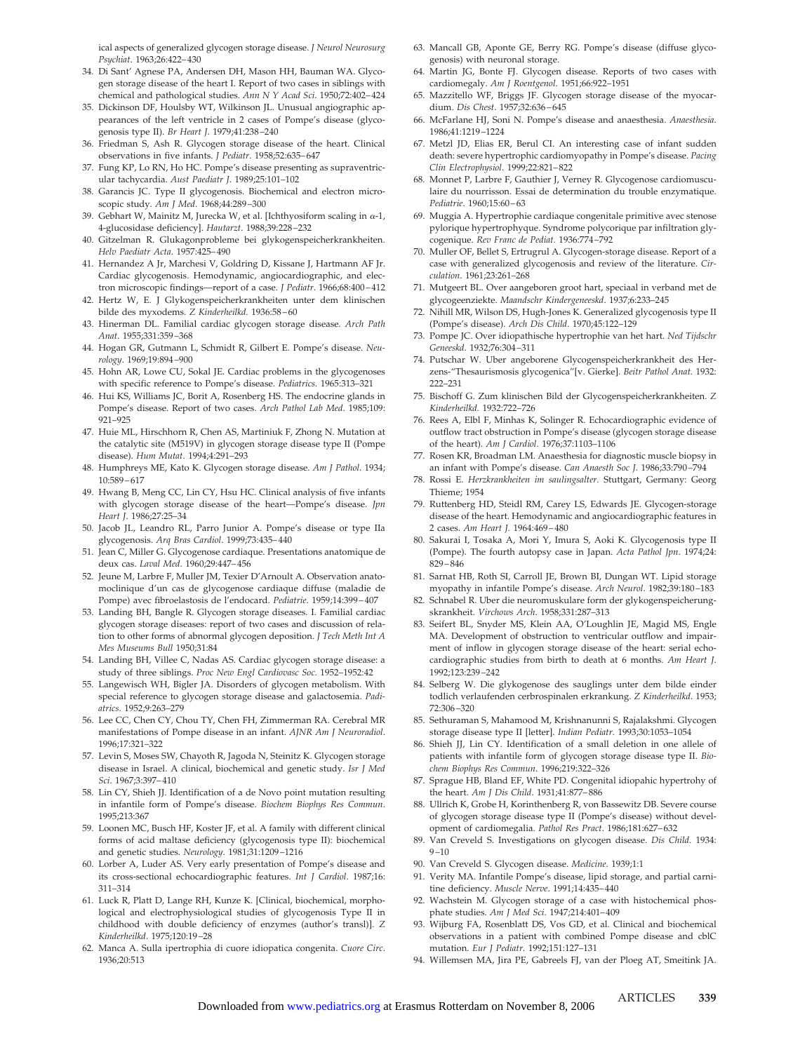ical aspects of generalized glycogen storage disease. *J Neurol Neurosurg Psychiat*. 1963;26:422–430

34. Di Sant' Agnese PA, Andersen DH, Mason HH, Bauman WA. Glycogen storage disease of the heart I. Report of two cases in siblings with chemical and pathological studies. *Ann N Y Acad Sci*. 1950;72:402–424
35. Dickinson DF, Houlsby WT, Wilkinson JL. Unusual angiographic appearances of the left ventricle in 2 cases of Pompe's disease (glycogenosis type II). *Br Heart J*. 1979;41:238–240
36. Friedman S, Ash R. Glycogen storage disease of the heart. Clinical observations in five infants. *J Pediatr*. 1958;52:635–647
37. Fung KP, Lo RN, Ho HC. Pompe's disease presenting as supraventricular tachycardia. *Aust Paediatr J*. 1989;25:101–102
38. Garancis JC. Type II glycogenosis. Biochemical and electron microscopic study. *Am J Med*. 1968;44:289–300
39. Gebhart W, Mainitz M, Jurecka W, et al. [Ichthyosiform scaling in α-1, 4-glucosidase deficiency]. *Hautarzt*. 1988;39:228–232
40. Gitzelman R. Glukagonprobleme bei glykogenspeicherkrankheiten. *Helv Paediatr Acta*. 1957:425–490
41. Hernandez A Jr, Marchesi V, Goldring D, Kissane J, Hartmann AF Jr. Cardiac glycogenosis. Hemodynamic, angiocardiographic, and electron microscopic findings—report of a case. *J Pediatr*. 1966;68:400–412
42. Hertz W, E. J Glykogenspeicherkrankheiten unter dem klinischen bilde des myxodems. *Z Kinderheilkd*. 1936:58–60
43. Hinerman DL. Familial cardiac glycogen storage disease. *Arch Path Anat*. 1955;331:359–368
44. Hogan GR, Gutmann L, Schmidt R, Gilbert E. Pompe's disease. *Neurology*. 1969;19:894–900
45. Hohn AR, Lowe CU, Sokal JE. Cardiac problems in the glycogenoses with specific reference to Pompe's disease. *Pediatrics*. 1965:313–321
46. Hui KS, Williams JC, Borit A, Rosenberg HS. The endocrine glands in Pompe's disease. Report of two cases. *Arch Pathol Lab Med*. 1985;109: 921–925
47. Huie ML, Hirschhorn R, Chen AS, Martiniuk F, Zhong N. Mutation at the catalytic site (M519V) in glycogen storage disease type II (Pompe disease). *Hum Mutat*. 1994;4:291–293
48. Humphreys ME, Kato K. Glycogen storage disease. *Am J Pathol*. 1934; 10:589–617
49. Hwang B, Meng CC, Lin CY, Hsu HC. Clinical analysis of five infants with glycogen storage disease of the heart—Pompe's disease. *Jpn Heart J*. 1986;27:25–34
50. Jacob JL, Leandro RL, Parro Junior A. Pompe's disease or type IIa glycogenosis. *Arq Bras Cardiol*. 1999;73:435–440
51. Jean C, Miller G. Glycogenose cardiaque. Presentations anatomique de deux cas. *Laval Med*. 1960;29:447–456
52. Jeune M, Larbre F, Muller JM, Texier D'Arnoult A. Observation anatomoclinique d'un cas de glycogenose cardiaque diffuse (maladie de Pompe) avec fibroelastosis de l'endocard. *Pediatrie*. 1959;14:399–407
53. Landing BH, Bangle R. Glycogen storage diseases. I. Familial cardiac glycogen storage diseases: report of two cases and discussion of relation to other forms of abnormal glycogen deposition. *J Tech Meth Int A Mes Museums Bull* 1950;31:84
54. Landing BH, Villee C, Nadas AS. Cardiac glycogen storage disease: a study of three siblings. *Proc New Engl Cardiovasc Soc*. 1952–1952:42
55. Langewisch WH, Bigler JA. Disorders of glycogen metabolism. With special reference to glycogen storage disease and galactosemia. *Padiatrics*. 1952;9:263–279
56. Lee CC, Chen CY, Chou TY, Chen FH, Zimmerman RA. Cerebral MR manifestations of Pompe disease in an infant. *AJNR Am J Neuroradiol*. 1996;17:321–322
57. Levin S, Moses SW, Chayoth R, Jagoda N, Steinitz K. Glycogen storage disease in Israel. A clinical, biochemical and genetic study. *Isr J Med Sci*. 1967;3:397–410
58. Lin CY, Shieh JJ. Identification of a de Novo point mutation resulting in infantile form of Pompe's disease. *Biochem Biophys Res Commun*. 1995;213:367
59. Loonen MC, Busch HF, Koster JF, et al. A family with different clinical forms of acid maltase deficiency (glycogenosis type II): biochemical and genetic studies. *Neurology*. 1981;31:1209–1216
60. Lorber A, Luder AS. Very early presentation of Pompe's disease and its cross-sectional echocardiographic features. *Int J Cardiol*. 1987;16: 311–314
61. Luck R, Platt D, Lange RH, Kunze K. [Clinical, biochemical, morphological and electrophysiological studies of glycogenosis Type II in childhood with double deficiency of enzymes (author's transl)]. *Z Kinderheilkd*. 1975;120:19–28
62. Manca A. Sulla ipertrophia di cuore idiopatica congenita. *Cuore Circ*. 1936;20:513
63. Mancall GB, Aponte GE, Berry RG. Pompe's disease (diffuse glycogenosis) with neuronal storage.
64. Martin JG, Bonte FJ. Glycogen disease. Reports of two cases with cardiomegaly. *Am J Roentgenol*. 1951;66:922–1951
65. Mazzitello WF, Briggs JF. Glycogen storage disease of the myocardium. *Dis Chest*. 1957;32:636–645
66. McFarlane HJ, Soni N. Pompe's disease and anaesthesia. *Anaesthesia*. 1986;41:1219–1224
67. Metzl JD, Elias ER, Berul CI. An interesting case of infant sudden death: severe hypertrophic cardiomyopathy in Pompe's disease. *Pacing Clin Electrophysiol*. 1999;22:821–822
68. Monnet P, Larbre F, Gauthier J, Verney R. Glycogenose cardiomusculaire du nourrisson. Essai de determination du trouble enzymatique. *Pediatrie*. 1960;15:60–63
69. Muggia A. Hypertrophie cardiaque congenitale primitive avec stenose pylorique hypertrophyque. Syndrome polycorique par infiltration glycogenique. *Rev Franc de Pediat*. 1936:774–792
70. Muller OF, Bellet S, Ertrugrul A. Glycogen-storage disease. Report of a case with generalized glycogenosis and review of the literature. *Circulation*. 1961;23:261–268
71. Mutgeert BL. Over aangeboren groot hart, speciaal in verband met de glycogeenziekte. *Maandschr Kindergeneeskd*. 1937;6:233–245
72. Nihill MR, Wilson DS, Hugh-Jones K. Generalized glycogenosis type II (Pompe's disease). *Arch Dis Child*. 1970;45:122–129
73. Pompe JC. Over idiopathische hypertrophie van het hart. *Ned Tijdschr Geneeskd*. 1932;76:304–311
74. Putschar W. Uber angeborene Glycogenspeicherkrankheit des Herzens-"Thesaurismosis glycogenica"[v. Gierke]. *Beitr Pathol Anat*. 1932: 222–231
75. Bischoff G. Zum klinischen Bild der Glycogenspeicherkrankheiten. *Z Kinderheilkd*. 1932:722–726
76. Rees A, Elbl F, Minhas K, Solinger R. Echocardiographic evidence of outflow tract obstruction in Pompe's disease (glycogen storage disease of the heart). *Am J Cardiol*. 1976;37:1103–1106
77. Rosen KR, Broadman LM. Anaesthesia for diagnostic muscle biopsy in an infant with Pompe's disease. *Can Anaesth Soc J*. 1986;33:790–794
78. Rossi E. *Herzkrankheiten im saulingsalter*. Stuttgart, Germany: Georg Thieme; 1954
79. Ruttenberg HD, Steidl RM, Carey LS, Edwards JE. Glycogen-storage disease of the heart. Hemodynamic and angiocardiographic features in 2 cases. *Am Heart J*. 1964:469–480
80. Sakurai I, Tosaka A, Mori Y, Imura S, Aoki K. Glycogenosis type II (Pompe). The fourth autopsy case in Japan. *Acta Pathol Jpn*. 1974;24: 829–846
81. Sarnat HB, Roth SI, Carroll JE, Brown BI, Dungan WT. Lipid storage myopathy in infantile Pompe's disease. *Arch Neurol*. 1982;39:180–183
82. Schnabel R. Uber die neuromuskulare form der glykogenspeicherungskrankheit. *Virchows Arch*. 1958;331:287–313
83. Seifert BL, Snyder MS, Klein AA, O'Loughlin JE, Magid MS, Engle MA. Development of obstruction to ventricular outflow and impairment of inflow in glycogen storage disease of the heart: serial echocardiographic studies from birth to death at 6 months. *Am Heart J*. 1992;123:239–242
84. Selberg W. Die glykogenose des sauglings unter dem bilde einder todlich verlaufenden cerbrospinalen erkrankung. *Z Kinderheilkd*. 1953; 72:306–320
85. Sethuraman S, Mahamood M, Krishnanunni S, Rajalakshmi. Glycogen storage disease type II [letter]. *Indian Pediatr*. 1993;30:1053–1054
86. Shieh JJ, Lin CY. Identification of a small deletion in one allele of patients with infantile form of glycogen storage disease type II. *Biochem Biophys Res Commun*. 1996;219:322–326
87. Sprague HB, Bland EF, White PD. Congenital idiopathic hypertrohy of the heart. *Am J Dis Child*. 1931;41:877–886
88. Ullrich K, Grobe H, Korinthenberg R, von Bassewitz DB. Severe course of glycogen storage disease type II (Pompe's disease) without development of cardiomegalia. *Pathol Res Pract*. 1986;181:627–632
89. Van Creveld S. Investigations on glycogen disease. *Dis Child*. 1934: 9–10
90. Van Creveld S. Glycogen disease. *Medicine*. 1939;1:1
91. Verity MA. Infantile Pompe's disease, lipid storage, and partial carnitine deficiency. *Muscle Nerve*. 1991;14:435–440
92. Wachstein M. Glycogen storage of a case with histochemical phosphate studies. *Am J Med Sci*. 1947;214:401–409
93. Wijburg FA, Rosenblatt DS, Vos GD, et al. Clinical and biochemical observations in a patient with combined Pompe disease and cblC mutation. *Eur J Pediatr*. 1992;151:127–131
94. Willemsen MA, Jira PE, Gabreels FJ, van der Ploeg AT, Smeitink JA.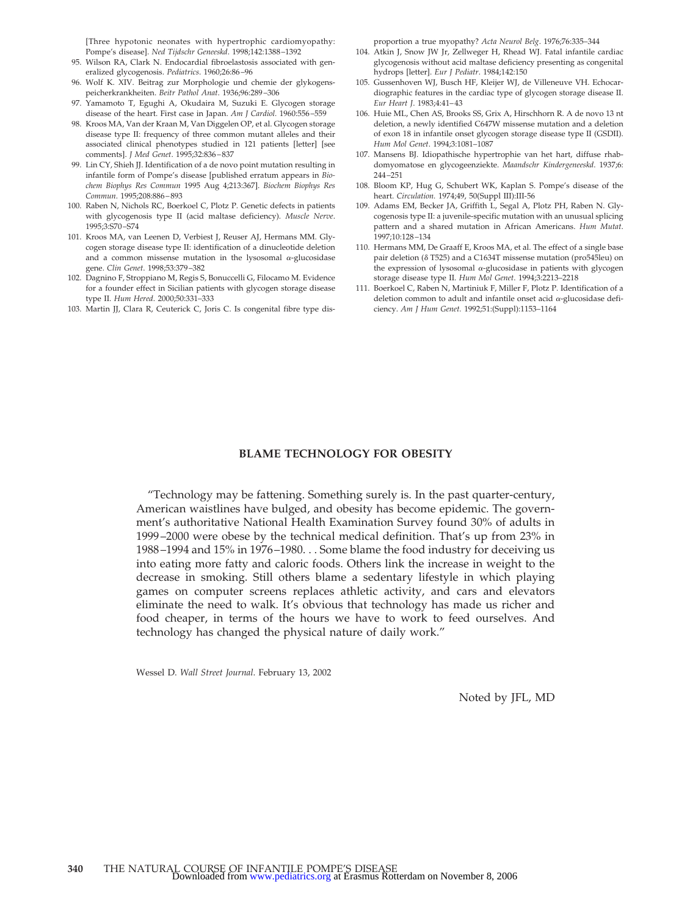[Three hypotonic neonates with hypertrophic cardiomyopathy: Pompe's disease]. *Ned Tijdschr Geneeskd*. 1998;142:1388–1392

95. Wilson RA, Clark N. Endocardial fibroelastosis associated with generalized glycogenosis. *Pediatrics*. 1960;26:86–96
96. Wolf K. XIV. Beitrag zur Morphologie und chemie der glykogenspeicherkrankheiten. *Beitr Pathol Anat*. 1936;96:289–306
97. Yamamoto T, Egughi A, Okudaira M, Suzuki E. Glycogen storage disease of the heart. First case in Japan. *Am J Cardiol*. 1960:556–559
98. Kroos MA, Van der Kraan M, Van Diggelen OP, et al. Glycogen storage disease type II: frequency of three common mutant alleles and their associated clinical phenotypes studied in 121 patients [letter] [see comments]. *J Med Genet*. 1995;32:836–837
99. Lin CY, Shieh JJ. Identification of a de novo point mutation resulting in infantile form of Pompe's disease [published erratum appears in *Biochem Biophys Res Commun* 1995 Aug 4;213:367]. *Biochem Biophys Res Commun*. 1995;208:886–893
100. Raben N, Nichols RC, Boerkoel C, Plotz P. Genetic defects in patients with glycogenosis type II (acid maltase deficiency). *Muscle Nerve*. 1995;3:S70–S74
101. Kroos MA, van Leenen D, Verbiest J, Reuser AJ, Hermans MM. Glycogen storage disease type II: identification of a dinucleotide deletion and a common missense mutation in the lysosomal α-glucosidase gene. *Clin Genet*. 1998;53:379–382
102. Dagnino F, Stroppiano M, Regis S, Bonuccelli G, Filocamo M. Evidence for a founder effect in Sicilian patients with glycogen storage disease type II. *Hum Hered*. 2000;50:331–333
103. Martin JJ, Clara R, Ceuterick C, Joris C. Is congenital fibre type disproportion a true myopathy? *Acta Neurol Belg*. 1976;76:335–344
104. Atkin J, Snow JW Jr, Zellweger H, Rhead WJ. Fatal infantile cardiac glycogenosis without acid maltase deficiency presenting as congenital hydrops [letter]. *Eur J Pediatr*. 1984;142:150
105. Gussenhoven WJ, Busch HF, Kleijer WJ, de Villeneuve VH. Echocardiographic features in the cardiac type of glycogen storage disease II. *Eur Heart J*. 1983;4:41–43
106. Huie ML, Chen AS, Brooks SS, Grix A, Hirschhorn R. A de novo 13 nt deletion, a newly identified C647W missense mutation and a deletion of exon 18 in infantile onset glycogen storage disease type II (GSDII). *Hum Mol Genet*. 1994;3:1081–1087
107. Mansens BJ. Idiopathische hypertrophie van het hart, diffuse rhabdomyomatose en glycogeenziekte. *Maandschr Kindergeneeskd*. 1937;6:244–251
108. Bloom KP, Hug G, Schubert WK, Kaplan S. Pompe's disease of the heart. *Circulation*. 1974;49, 50(Suppl III):III-56
109. Adams EM, Becker JA, Griffith L, Segal A, Plotz PH, Raben N. Glycogenosis type II: a juvenile-specific mutation with an unusual splicing pattern and a shared mutation in African Americans. *Hum Mutat*. 1997;10:128–134
110. Hermans MM, De Graaff E, Kroos MA, et al. The effect of a single base pair deletion (δ T525) and a C1634T missense mutation (pro545leu) on the expression of lysosomal α-glucosidase in patients with glycogen storage disease type II. *Hum Mol Genet*. 1994;3:2213–2218
111. Boerkoel C, Raben N, Martiniuk F, Miller F, Plotz P. Identification of a deletion common to adult and infantile onset acid α-glucosidase deficiency. *Am J Hum Genet*. 1992;51:(Suppl):1153–1164

## BLAME TECHNOLOGY FOR OBESITY

"Technology may be fattening. Something surely is. In the past quarter-century, American waistlines have bulged, and obesity has become epidemic. The government's authoritative National Health Examination Survey found 30% of adults in 1999–2000 were obese by the technical medical definition. That's up from 23% in 1988–1994 and 15% in 1976–1980. . . Some blame the food industry for deceiving us into eating more fatty and caloric foods. Others link the increase in weight to the decrease in smoking. Still others blame a sedentary lifestyle in which playing games on computer screens replaces athletic activity, and cars and elevators eliminate the need to walk. It's obvious that technology has made us richer and food cheaper, in terms of the hours we have to work to feed ourselves. And technology has changed the physical nature of daily work."

Wessel D. *Wall Street Journal*. February 13, 2002

Noted by JFL, MD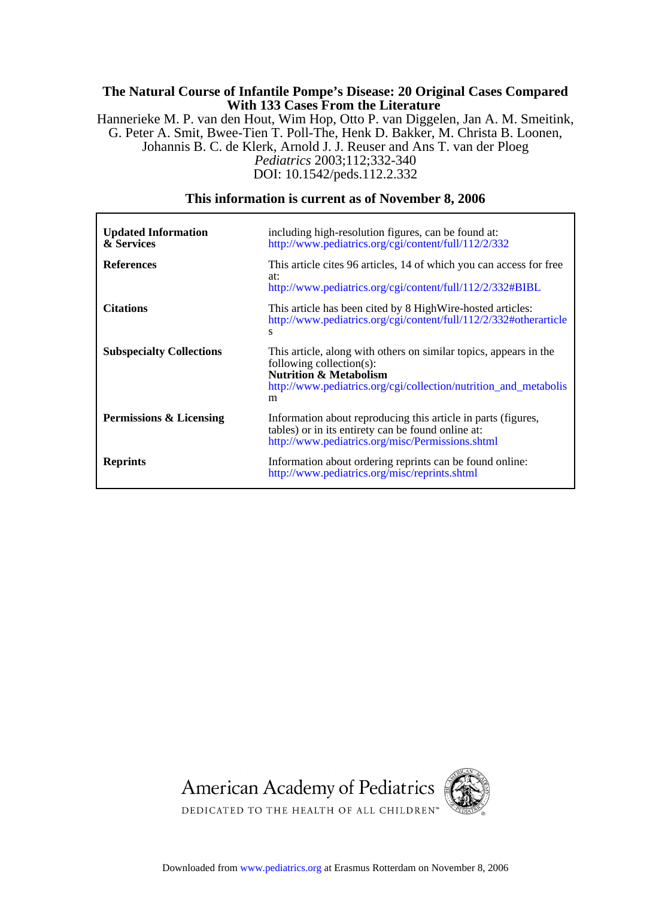**The Natural Course of Infantile Pompe's Disease: 20 Original Cases Compared With 133 Cases From the Literature**

Hannerieke M. P. van den Hout, Wim Hop, Otto P. van Diggelen, Jan A. M. Smeitink, G. Peter A. Smit, Bwee-Tien T. Poll-The, Henk D. Bakker, M. Christa B. Loonen, Johannis B. C. de Klerk, Arnold J. J. Reuser and Ans T. van der Ploeg

*Pediatrics* 2003;112;332-340

DOI: 10.1542/peds.112.2.332

**This information is current as of November 8, 2006**

| | |
|---|---|
| **Updated Information & Services** | including high-resolution figures, can be found at: http://www.pediatrics.org/cgi/content/full/112/2/332 |
| **References** | This article cites 96 articles, 14 of which you can access for free at: http://www.pediatrics.org/cgi/content/full/112/2/332#BIBL |
| **Citations** | This article has been cited by 8 HighWire-hosted articles: http://www.pediatrics.org/cgi/content/full/112/2/332#otherarticles |
| **Subspecialty Collections** | This article, along with others on similar topics, appears in the following collection(s): **Nutrition & Metabolism** http://www.pediatrics.org/cgi/collection/nutrition_and_metabolism |
| **Permissions & Licensing** | Information about reproducing this article in parts (figures, tables) or in its entirety can be found online at: http://www.pediatrics.org/misc/Permissions.shtml |
| **Reprints** | Information about ordering reprints can be found online: http://www.pediatrics.org/misc/reprints.shtml |

American Academy of Pediatrics

DEDICATED TO THE HEALTH OF ALL CHILDREN™

Downloaded from www.pediatrics.org at Erasmus Rotterdam on November 8, 2006